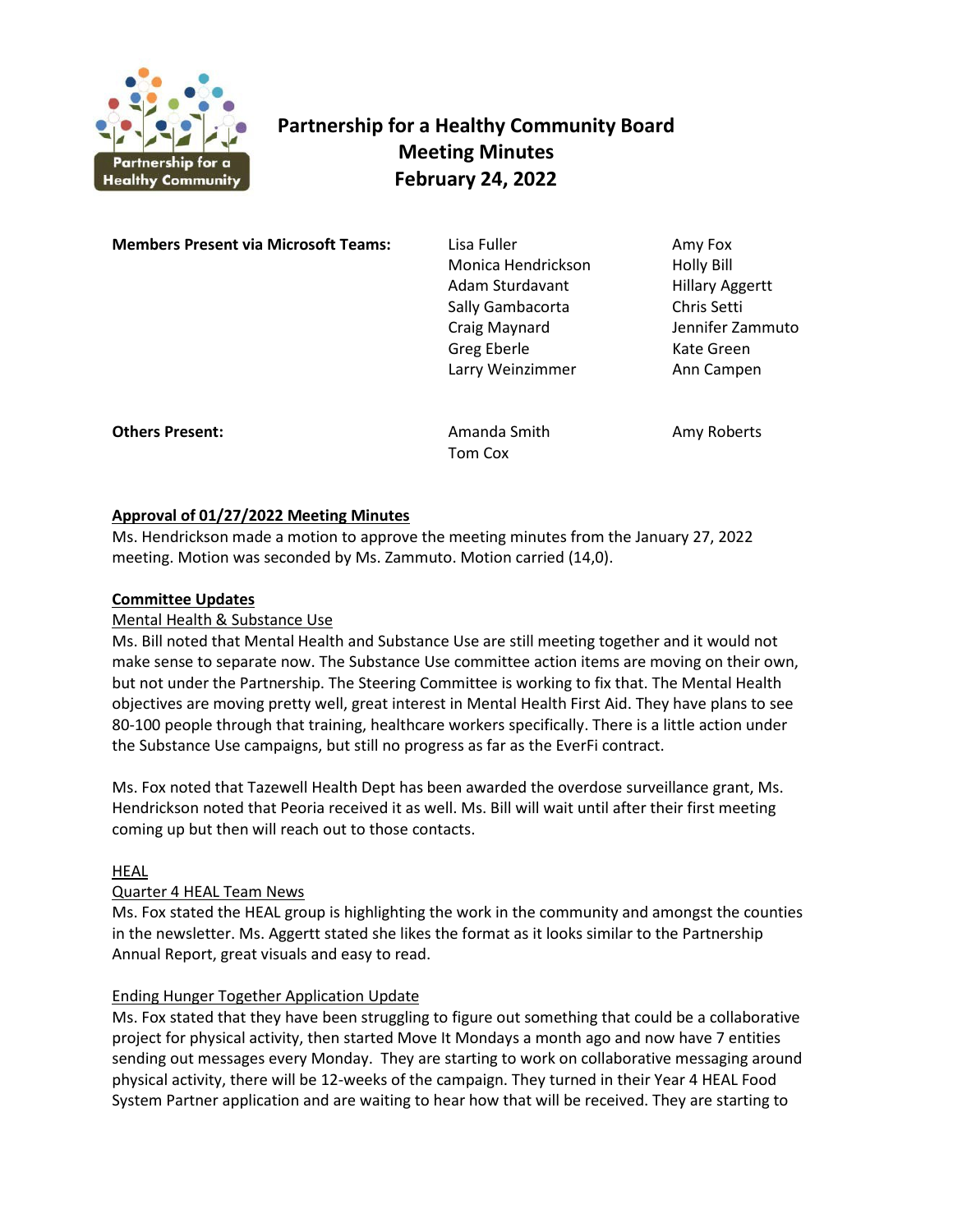# Partnership for a Healthy Community Board
## Meeting Minutes
## February 24, 2022

| **Members Present via Microsoft Teams:** | | |
|---|---|---|
| | Lisa Fuller | Amy Fox |
| | Monica Hendrickson | Holly Bill |
| | Adam Sturdavant | Hillary Aggertt |
| | Sally Gambacorta | Chris Setti |
| | Craig Maynard | Jennifer Zammuto |
| | Greg Eberle | Kate Green |
| | Larry Weinzimmer | Ann Campen |
| **Others Present:** | Amanda Smith | Amy Roberts |
| | Tom Cox | |

**Approval of 01/27/2022 Meeting Minutes**

Ms. Hendrickson made a motion to approve the meeting minutes from the January 27, 2022 meeting. Motion was seconded by Ms. Zammuto. Motion carried (14,0).

**Committee Updates**

Mental Health & Substance Use

Ms. Bill noted that Mental Health and Substance Use are still meeting together and it would not make sense to separate now. The Substance Use committee action items are moving on their own, but not under the Partnership. The Steering Committee is working to fix that. The Mental Health objectives are moving pretty well, great interest in Mental Health First Aid. They have plans to see 80-100 people through that training, healthcare workers specifically. There is a little action under the Substance Use campaigns, but still no progress as far as the EverFi contract.

Ms. Fox noted that Tazewell Health Dept has been awarded the overdose surveillance grant, Ms. Hendrickson noted that Peoria received it as well. Ms. Bill will wait until after their first meeting coming up but then will reach out to those contacts.

HEAL

Quarter 4 HEAL Team News

Ms. Fox stated the HEAL group is highlighting the work in the community and amongst the counties in the newsletter. Ms. Aggertt stated she likes the format as it looks similar to the Partnership Annual Report, great visuals and easy to read.

Ending Hunger Together Application Update

Ms. Fox stated that they have been struggling to figure out something that could be a collaborative project for physical activity, then started Move It Mondays a month ago and now have 7 entities sending out messages every Monday. They are starting to work on collaborative messaging around physical activity, there will be 12-weeks of the campaign. They turned in their Year 4 HEAL Food System Partner application and are waiting to hear how that will be received. They are starting to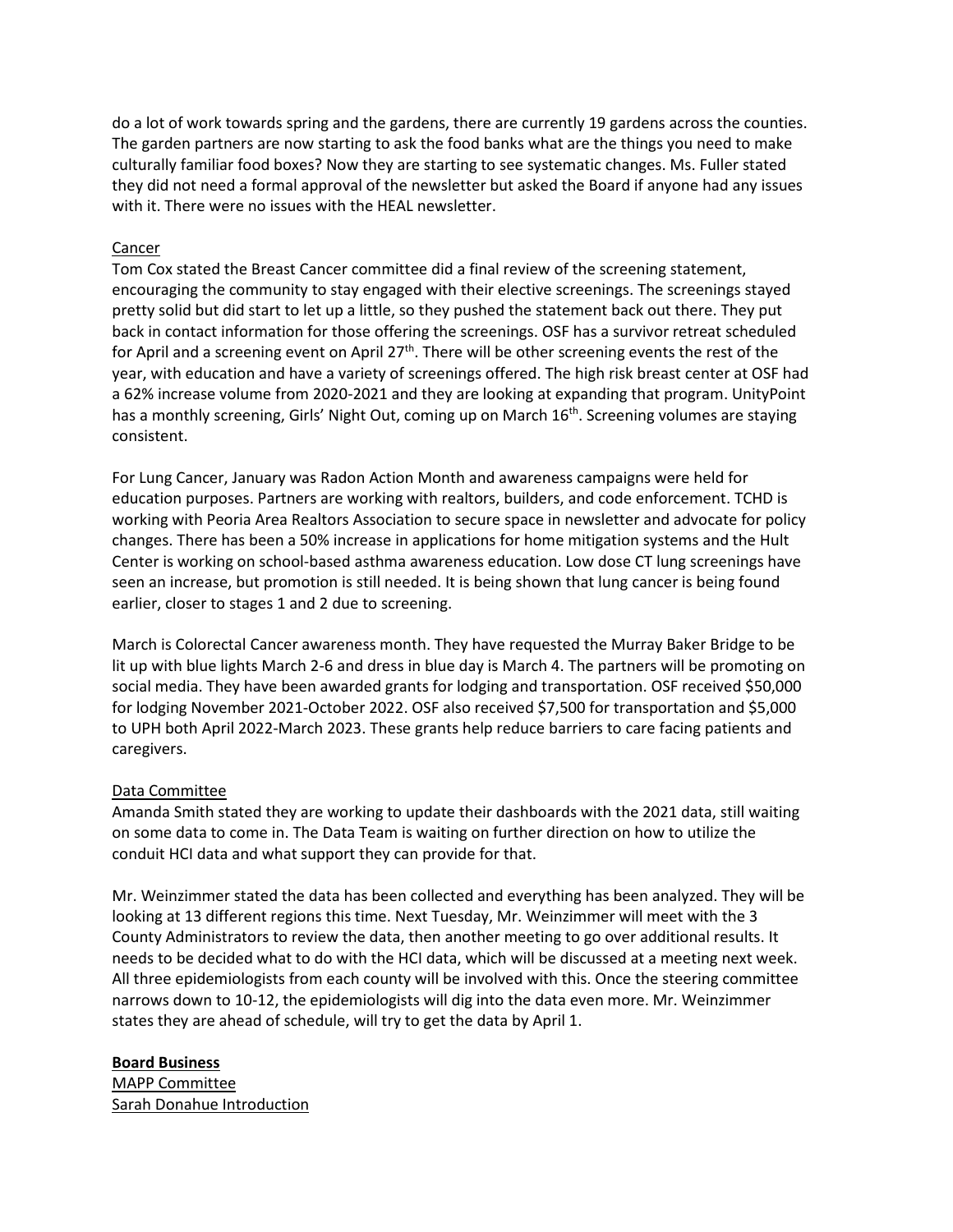do a lot of work towards spring and the gardens, there are currently 19 gardens across the counties. The garden partners are now starting to ask the food banks what are the things you need to make culturally familiar food boxes? Now they are starting to see systematic changes. Ms. Fuller stated they did not need a formal approval of the newsletter but asked the Board if anyone had any issues with it. There were no issues with the HEAL newsletter.

Cancer

Tom Cox stated the Breast Cancer committee did a final review of the screening statement, encouraging the community to stay engaged with their elective screenings. The screenings stayed pretty solid but did start to let up a little, so they pushed the statement back out there. They put back in contact information for those offering the screenings. OSF has a survivor retreat scheduled for April and a screening event on April 27th. There will be other screening events the rest of the year, with education and have a variety of screenings offered. The high risk breast center at OSF had a 62% increase volume from 2020-2021 and they are looking at expanding that program. UnityPoint has a monthly screening, Girls' Night Out, coming up on March 16th. Screening volumes are staying consistent.

For Lung Cancer, January was Radon Action Month and awareness campaigns were held for education purposes. Partners are working with realtors, builders, and code enforcement. TCHD is working with Peoria Area Realtors Association to secure space in newsletter and advocate for policy changes. There has been a 50% increase in applications for home mitigation systems and the Hult Center is working on school-based asthma awareness education. Low dose CT lung screenings have seen an increase, but promotion is still needed. It is being shown that lung cancer is being found earlier, closer to stages 1 and 2 due to screening.

March is Colorectal Cancer awareness month. They have requested the Murray Baker Bridge to be lit up with blue lights March 2-6 and dress in blue day is March 4. The partners will be promoting on social media. They have been awarded grants for lodging and transportation. OSF received $50,000 for lodging November 2021-October 2022. OSF also received $7,500 for transportation and $5,000 to UPH both April 2022-March 2023. These grants help reduce barriers to care facing patients and caregivers.

Data Committee

Amanda Smith stated they are working to update their dashboards with the 2021 data, still waiting on some data to come in. The Data Team is waiting on further direction on how to utilize the conduit HCI data and what support they can provide for that.

Mr. Weinzimmer stated the data has been collected and everything has been analyzed. They will be looking at 13 different regions this time. Next Tuesday, Mr. Weinzimmer will meet with the 3 County Administrators to review the data, then another meeting to go over additional results. It needs to be decided what to do with the HCI data, which will be discussed at a meeting next week. All three epidemiologists from each county will be involved with this. Once the steering committee narrows down to 10-12, the epidemiologists will dig into the data even more. Mr. Weinzimmer states they are ahead of schedule, will try to get the data by April 1.

**Board Business**

MAPP Committee

Sarah Donahue Introduction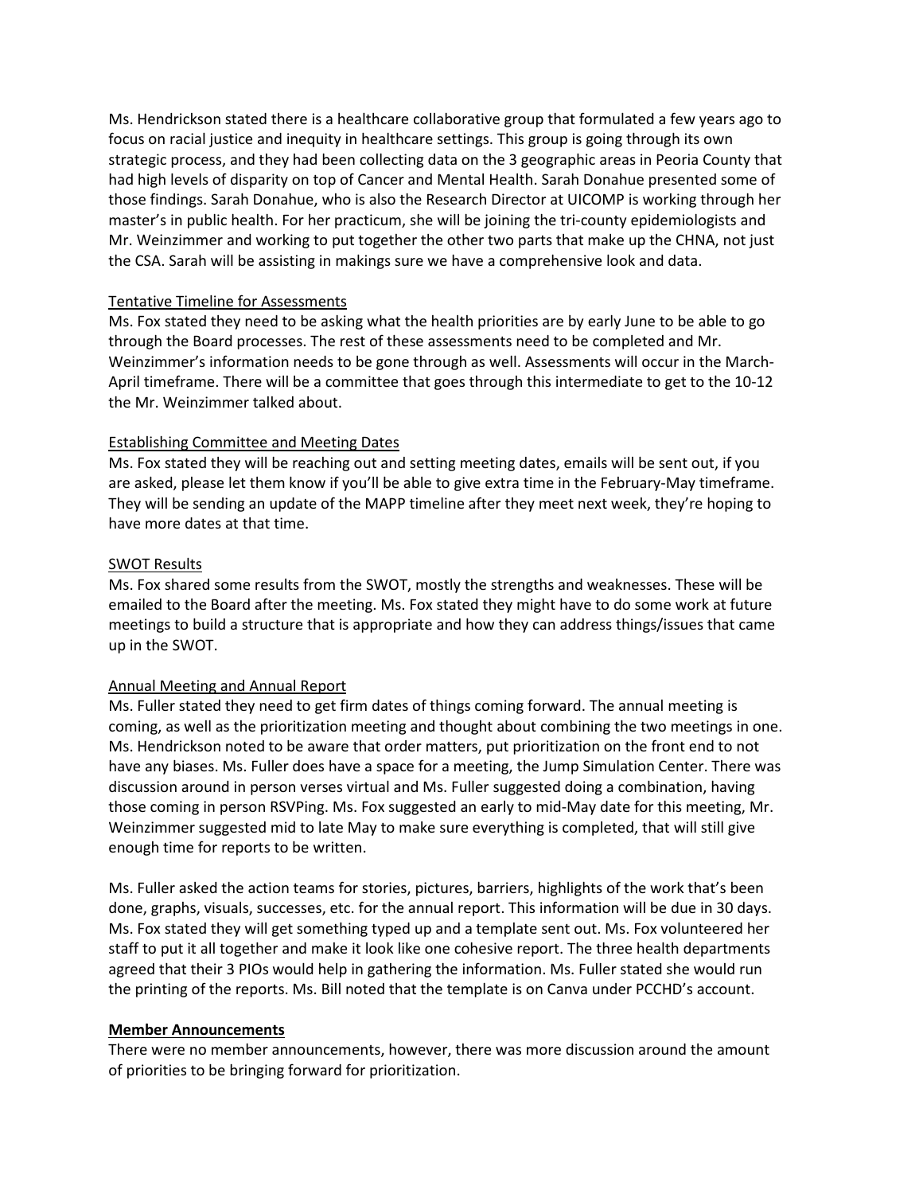Ms. Hendrickson stated there is a healthcare collaborative group that formulated a few years ago to focus on racial justice and inequity in healthcare settings. This group is going through its own strategic process, and they had been collecting data on the 3 geographic areas in Peoria County that had high levels of disparity on top of Cancer and Mental Health. Sarah Donahue presented some of those findings. Sarah Donahue, who is also the Research Director at UICOMP is working through her master's in public health. For her practicum, she will be joining the tri-county epidemiologists and Mr. Weinzimmer and working to put together the other two parts that make up the CHNA, not just the CSA. Sarah will be assisting in makings sure we have a comprehensive look and data.

Tentative Timeline for Assessments

Ms. Fox stated they need to be asking what the health priorities are by early June to be able to go through the Board processes. The rest of these assessments need to be completed and Mr. Weinzimmer's information needs to be gone through as well. Assessments will occur in the March-April timeframe. There will be a committee that goes through this intermediate to get to the 10-12 the Mr. Weinzimmer talked about.

Establishing Committee and Meeting Dates

Ms. Fox stated they will be reaching out and setting meeting dates, emails will be sent out, if you are asked, please let them know if you'll be able to give extra time in the February-May timeframe. They will be sending an update of the MAPP timeline after they meet next week, they're hoping to have more dates at that time.

SWOT Results

Ms. Fox shared some results from the SWOT, mostly the strengths and weaknesses. These will be emailed to the Board after the meeting. Ms. Fox stated they might have to do some work at future meetings to build a structure that is appropriate and how they can address things/issues that came up in the SWOT.

Annual Meeting and Annual Report

Ms. Fuller stated they need to get firm dates of things coming forward. The annual meeting is coming, as well as the prioritization meeting and thought about combining the two meetings in one. Ms. Hendrickson noted to be aware that order matters, put prioritization on the front end to not have any biases. Ms. Fuller does have a space for a meeting, the Jump Simulation Center. There was discussion around in person verses virtual and Ms. Fuller suggested doing a combination, having those coming in person RSVPing. Ms. Fox suggested an early to mid-May date for this meeting, Mr. Weinzimmer suggested mid to late May to make sure everything is completed, that will still give enough time for reports to be written.

Ms. Fuller asked the action teams for stories, pictures, barriers, highlights of the work that's been done, graphs, visuals, successes, etc. for the annual report. This information will be due in 30 days. Ms. Fox stated they will get something typed up and a template sent out. Ms. Fox volunteered her staff to put it all together and make it look like one cohesive report. The three health departments agreed that their 3 PIOs would help in gathering the information. Ms. Fuller stated she would run the printing of the reports. Ms. Bill noted that the template is on Canva under PCCHD's account.

**Member Announcements**

There were no member announcements, however, there was more discussion around the amount of priorities to be bringing forward for prioritization.